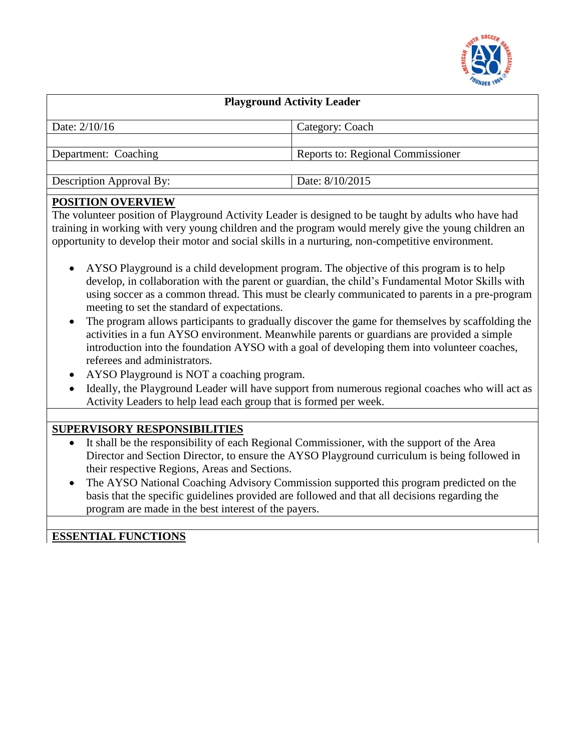| Playground Activity Leader | |
|---|---|
| Date: 2/10/16 | Category: Coach |
| | |
| Department: Coaching | Reports to: Regional Commissioner |
| | |
| Description Approval By: | Date: 8/10/2015 |

**POSITION OVERVIEW**

The volunteer position of Playground Activity Leader is designed to be taught by adults who have had training in working with very young children and the program would merely give the young children an opportunity to develop their motor and social skills in a nurturing, non-competitive environment.

- AYSO Playground is a child development program. The objective of this program is to help develop, in collaboration with the parent or guardian, the child's Fundamental Motor Skills with using soccer as a common thread. This must be clearly communicated to parents in a pre-program meeting to set the standard of expectations.
- The program allows participants to gradually discover the game for themselves by scaffolding the activities in a fun AYSO environment. Meanwhile parents or guardians are provided a simple introduction into the foundation AYSO with a goal of developing them into volunteer coaches, referees and administrators.
- AYSO Playground is NOT a coaching program.
- Ideally, the Playground Leader will have support from numerous regional coaches who will act as Activity Leaders to help lead each group that is formed per week.

**SUPERVISORY RESPONSIBILITIES**

- It shall be the responsibility of each Regional Commissioner, with the support of the Area Director and Section Director, to ensure the AYSO Playground curriculum is being followed in their respective Regions, Areas and Sections.
- The AYSO National Coaching Advisory Commission supported this program predicted on the basis that the specific guidelines provided are followed and that all decisions regarding the program are made in the best interest of the payers.

**ESSENTIAL FUNCTIONS**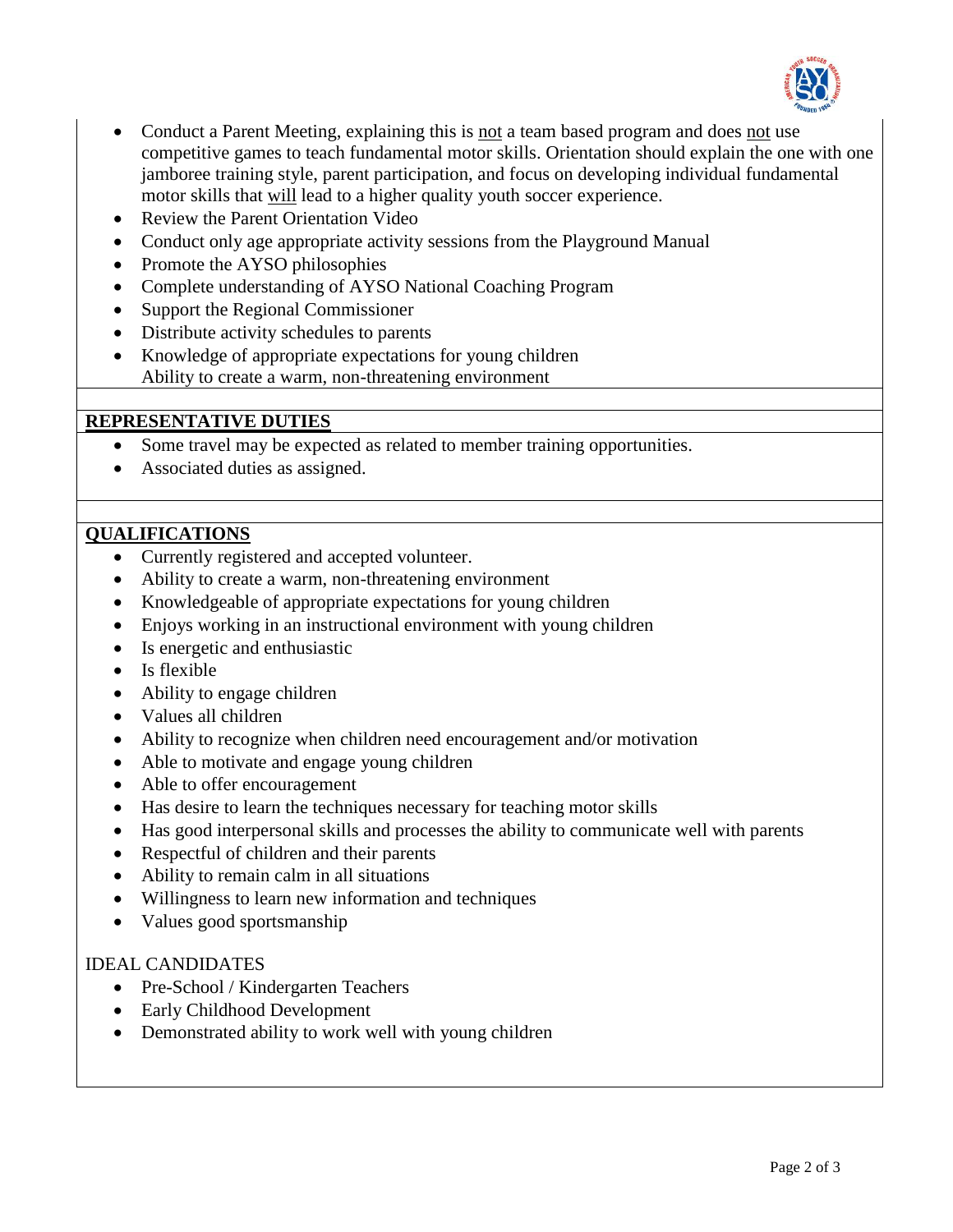- Conduct a Parent Meeting, explaining this is not a team based program and does not use competitive games to teach fundamental motor skills. Orientation should explain the one with one jamboree training style, parent participation, and focus on developing individual fundamental motor skills that will lead to a higher quality youth soccer experience.
- Review the Parent Orientation Video
- Conduct only age appropriate activity sessions from the Playground Manual
- Promote the AYSO philosophies
- Complete understanding of AYSO National Coaching Program
- Support the Regional Commissioner
- Distribute activity schedules to parents
- Knowledge of appropriate expectations for young children
  Ability to create a warm, non-threatening environment

## REPRESENTATIVE DUTIES

- Some travel may be expected as related to member training opportunities.
- Associated duties as assigned.

## QUALIFICATIONS

- Currently registered and accepted volunteer.
- Ability to create a warm, non-threatening environment
- Knowledgeable of appropriate expectations for young children
- Enjoys working in an instructional environment with young children
- Is energetic and enthusiastic
- Is flexible
- Ability to engage children
- Values all children
- Ability to recognize when children need encouragement and/or motivation
- Able to motivate and engage young children
- Able to offer encouragement
- Has desire to learn the techniques necessary for teaching motor skills
- Has good interpersonal skills and processes the ability to communicate well with parents
- Respectful of children and their parents
- Ability to remain calm in all situations
- Willingness to learn new information and techniques
- Values good sportsmanship

IDEAL CANDIDATES

- Pre-School / Kindergarten Teachers
- Early Childhood Development
- Demonstrated ability to work well with young children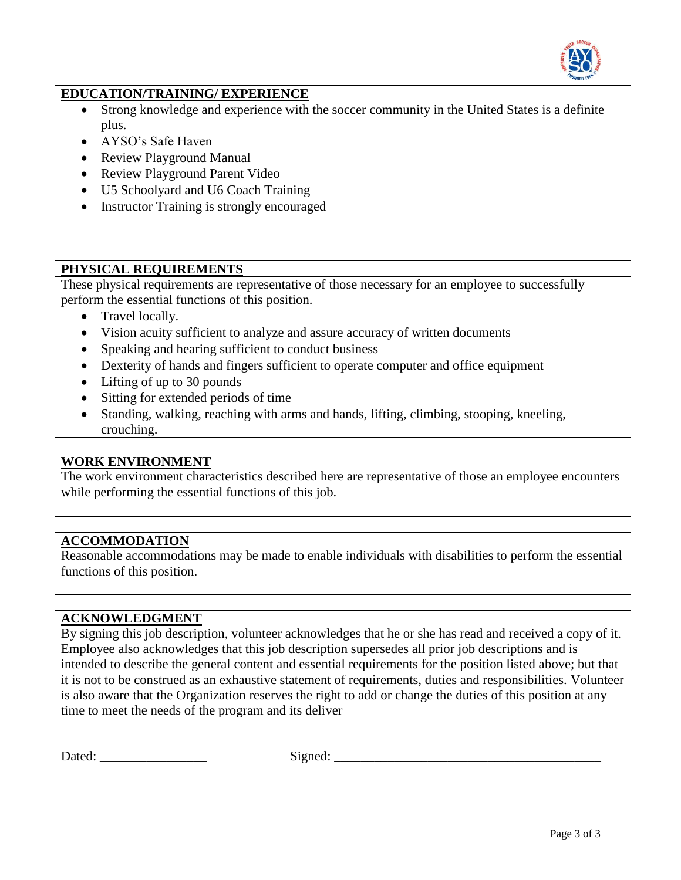**EDUCATION/TRAINING/ EXPERIENCE**

- Strong knowledge and experience with the soccer community in the United States is a definite plus.
- AYSO's Safe Haven
- Review Playground Manual
- Review Playground Parent Video
- U5 Schoolyard and U6 Coach Training
- Instructor Training is strongly encouraged

**PHYSICAL REQUIREMENTS**

These physical requirements are representative of those necessary for an employee to successfully perform the essential functions of this position.

- Travel locally.
- Vision acuity sufficient to analyze and assure accuracy of written documents
- Speaking and hearing sufficient to conduct business
- Dexterity of hands and fingers sufficient to operate computer and office equipment
- Lifting of up to 30 pounds
- Sitting for extended periods of time
- Standing, walking, reaching with arms and hands, lifting, climbing, stooping, kneeling, crouching.

**WORK ENVIRONMENT**

The work environment characteristics described here are representative of those an employee encounters while performing the essential functions of this job.

**ACCOMMODATION**

Reasonable accommodations may be made to enable individuals with disabilities to perform the essential functions of this position.

**ACKNOWLEDGMENT**

By signing this job description, volunteer acknowledges that he or she has read and received a copy of it. Employee also acknowledges that this job description supersedes all prior job descriptions and is intended to describe the general content and essential requirements for the position listed above; but that it is not to be construed as an exhaustive statement of requirements, duties and responsibilities. Volunteer is also aware that the Organization reserves the right to add or change the duties of this position at any time to meet the needs of the program and its deliver

Dated: ________________ Signed: ________________________________________